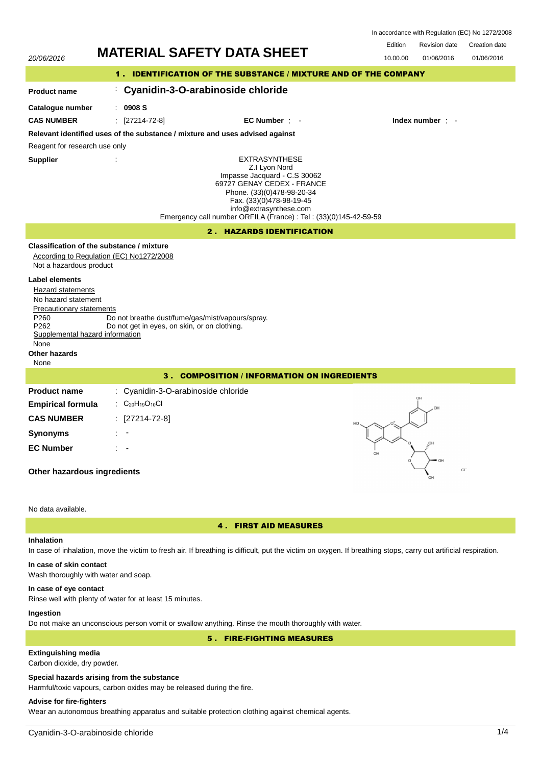20/06/2016

# MATERIAL SAFETY DATA SHEET

In accordance with Regulation (EC) No 1272/2008

| Edition | Revision date | Creation date |
|---|---|---|
| 10.00.00 | 01/06/2016 | 01/06/2016 |

## 1 . IDENTIFICATION OF THE SUBSTANCE / MIXTURE AND OF THE COMPANY

**Product name** : **Cyanidin-3-O-arabinoside chloride**

**Catalogue number** : **0908 S**

**CAS NUMBER** : [27214-72-8] **EC Number** : - **Index number** : -

**Relevant identified uses of the substance / mixture and uses advised against**

Reagent for research use only

**Supplier** :

EXTRASYNTHESE
Z.I Lyon Nord
Impasse Jacquard - C.S 30062
69727 GENAY CEDEX - FRANCE
Phone. (33)(0)478-98-20-34
Fax. (33)(0)478-98-19-45
info@extrasynthese.com
Emergency call number ORFILA (France) : Tel : (33)(0)145-42-59-59

## 2 . HAZARDS IDENTIFICATION

**Classification of the substance / mixture**

According to Regulation (EC) No1272/2008

Not a hazardous product

**Label elements**

Hazard statements

No hazard statement

Precautionary statements

P260 Do not breathe dust/fume/gas/mist/vapours/spray.

P262 Do not get in eyes, on skin, or on clothing.

Supplemental hazard information

None

**Other hazards**

None

## 3 . COMPOSITION / INFORMATION ON INGREDIENTS

**Product name** : Cyanidin-3-O-arabinoside chloride

**Empirical formula** : $C_{20}H_{19}O_{10}Cl$

**CAS NUMBER** : [27214-72-8]

**Synonyms** : -

**EC Number** : -

**Other hazardous ingredients**

No data available.

## 4 . FIRST AID MEASURES

**Inhalation**

In case of inhalation, move the victim to fresh air. If breathing is difficult, put the victim on oxygen. If breathing stops, carry out artificial respiration.

**In case of skin contact**

Wash thoroughly with water and soap.

**In case of eye contact**

Rinse well with plenty of water for at least 15 minutes.

**Ingestion**

Do not make an unconscious person vomit or swallow anything. Rinse the mouth thoroughly with water.

## 5 . FIRE-FIGHTING MEASURES

**Extinguishing media**

Carbon dioxide, dry powder.

**Special hazards arising from the substance**

Harmful/toxic vapours, carbon oxides may be released during the fire.

**Advise for fire-fighters**

Wear an autonomous breathing apparatus and suitable protection clothing against chemical agents.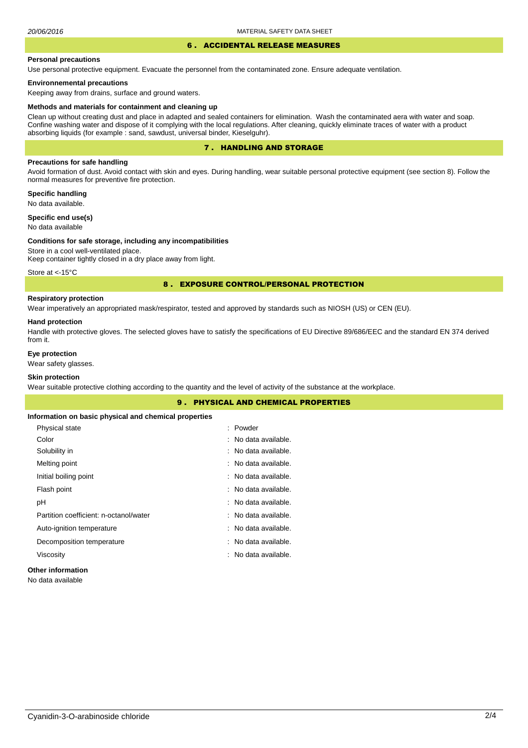## 6 . ACCIDENTAL RELEASE MEASURES

**Personal precautions**

Use personal protective equipment. Evacuate the personnel from the contaminated zone. Ensure adequate ventilation.

**Environnemental precautions**

Keeping away from drains, surface and ground waters.

**Methods and materials for containment and cleaning up**

Clean up without creating dust and place in adapted and sealed containers for elimination. Wash the contaminated aera with water and soap. Confine washing water and dispose of it complying with the local regulations. After cleaning, quickly eliminate traces of water with a product absorbing liquids (for example : sand, sawdust, universal binder, Kieselguhr).

## 7 . HANDLING AND STORAGE

**Precautions for safe handling**

Avoid formation of dust. Avoid contact with skin and eyes. During handling, wear suitable personal protective equipment (see section 8). Follow the normal measures for preventive fire protection.

**Specific handling**

No data available.

**Specific end use(s)**

No data available

**Conditions for safe storage, including any incompatibilities**

Store in a cool well-ventilated place.
Keep container tightly closed in a dry place away from light.

Store at <-15°C

## 8 . EXPOSURE CONTROL/PERSONAL PROTECTION

**Respiratory protection**

Wear imperatively an appropriated mask/respirator, tested and approved by standards such as NIOSH (US) or CEN (EU).

**Hand protection**

Handle with protective gloves. The selected gloves have to satisfy the specifications of EU Directive 89/686/EEC and the standard EN 374 derived from it.

**Eye protection**

Wear safety glasses.

**Skin protection**

Wear suitable protective clothing according to the quantity and the level of activity of the substance at the workplace.

## 9 . PHYSICAL AND CHEMICAL PROPERTIES

**Information on basic physical and chemical properties**

| | |
|---|---|
| Physical state | : Powder |
| Color | : No data available. |
| Solubility in | : No data available. |
| Melting point | : No data available. |
| Initial boiling point | : No data available. |
| Flash point | : No data available. |
| pH | : No data available. |
| Partition coefficient: n-octanol/water | : No data available. |
| Auto-ignition temperature | : No data available. |
| Decomposition temperature | : No data available. |
| Viscosity | : No data available. |

**Other information**

No data available

Cyanidin-3-O-arabinoside chloride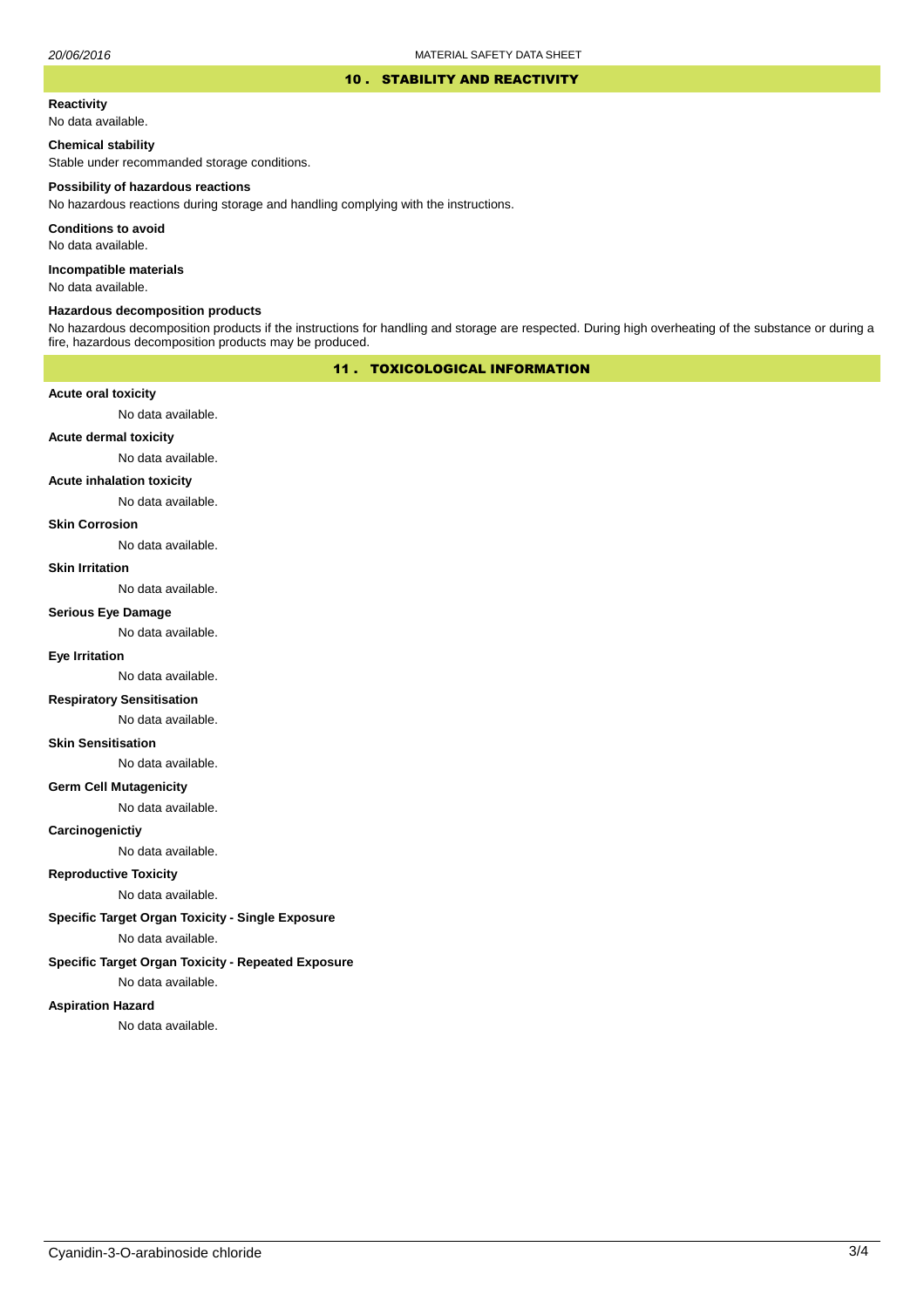## 10 . STABILITY AND REACTIVITY

**Reactivity**

No data available.

**Chemical stability**

Stable under recommanded storage conditions.

**Possibility of hazardous reactions**

No hazardous reactions during storage and handling complying with the instructions.

**Conditions to avoid**

No data available.

**Incompatible materials**

No data available.

**Hazardous decomposition products**

No hazardous decomposition products if the instructions for handling and storage are respected. During high overheating of the substance or during a fire, hazardous decomposition products may be produced.

## 11 . TOXICOLOGICAL INFORMATION

**Acute oral toxicity**

No data available.

**Acute dermal toxicity**

No data available.

**Acute inhalation toxicity**

No data available.

**Skin Corrosion**

No data available.

**Skin Irritation**

No data available.

**Serious Eye Damage**

No data available.

**Eye Irritation**

No data available.

**Respiratory Sensitisation**

No data available.

**Skin Sensitisation**

No data available.

**Germ Cell Mutagenicity**

No data available.

**Carcinogenictiy**

No data available.

**Reproductive Toxicity**

No data available.

**Specific Target Organ Toxicity - Single Exposure**

No data available.

**Specific Target Organ Toxicity - Repeated Exposure**

No data available.

**Aspiration Hazard**

No data available.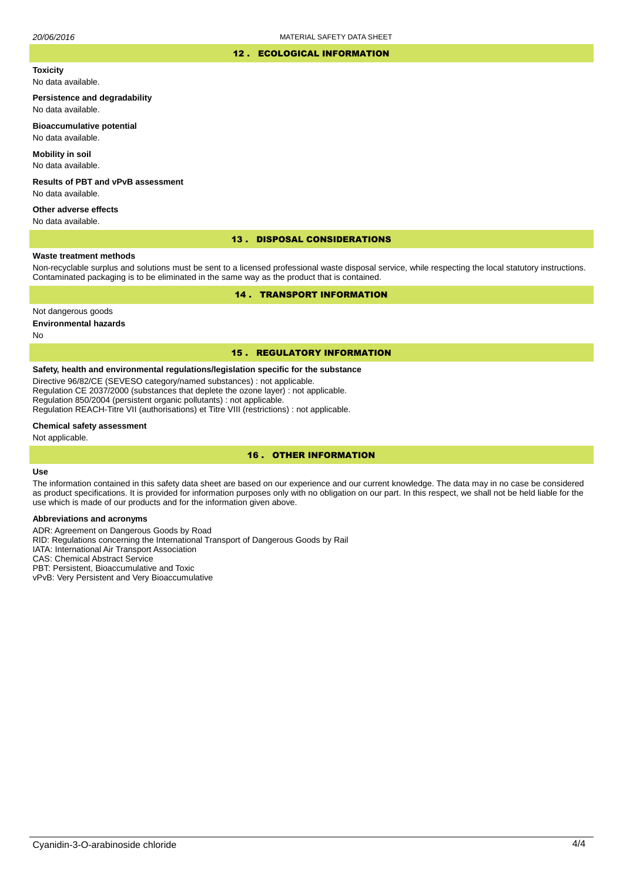## 12 . ECOLOGICAL INFORMATION

**Toxicity**

No data available.

**Persistence and degradability**

No data available.

**Bioaccumulative potential**

No data available.

**Mobility in soil**

No data available.

**Results of PBT and vPvB assessment**

No data available.

**Other adverse effects**

No data available.

## 13 . DISPOSAL CONSIDERATIONS

**Waste treatment methods**

Non-recyclable surplus and solutions must be sent to a licensed professional waste disposal service, while respecting the local statutory instructions. Contaminated packaging is to be eliminated in the same way as the product that is contained.

## 14 . TRANSPORT INFORMATION

Not dangerous goods

**Environmental hazards**

No

## 15 . REGULATORY INFORMATION

**Safety, health and environmental regulations/legislation specific for the substance**

Directive 96/82/CE (SEVESO category/named substances) : not applicable.
Regulation CE 2037/2000 (substances that deplete the ozone layer) : not applicable.
Regulation 850/2004 (persistent organic pollutants) : not applicable.
Regulation REACH-Titre VII (authorisations) et Titre VIII (restrictions) : not applicable.

**Chemical safety assessment**

Not applicable.

## 16 . OTHER INFORMATION

**Use**

The information contained in this safety data sheet are based on our experience and our current knowledge. The data may in no case be considered as product specifications. It is provided for information purposes only with no obligation on our part. In this respect, we shall not be held liable for the use which is made of our products and for the information given above.

**Abbreviations and acronyms**

ADR: Agreement on Dangerous Goods by Road
RID: Regulations concerning the International Transport of Dangerous Goods by Rail
IATA: International Air Transport Association
CAS: Chemical Abstract Service
PBT: Persistent, Bioaccumulative and Toxic
vPvB: Very Persistent and Very Bioaccumulative